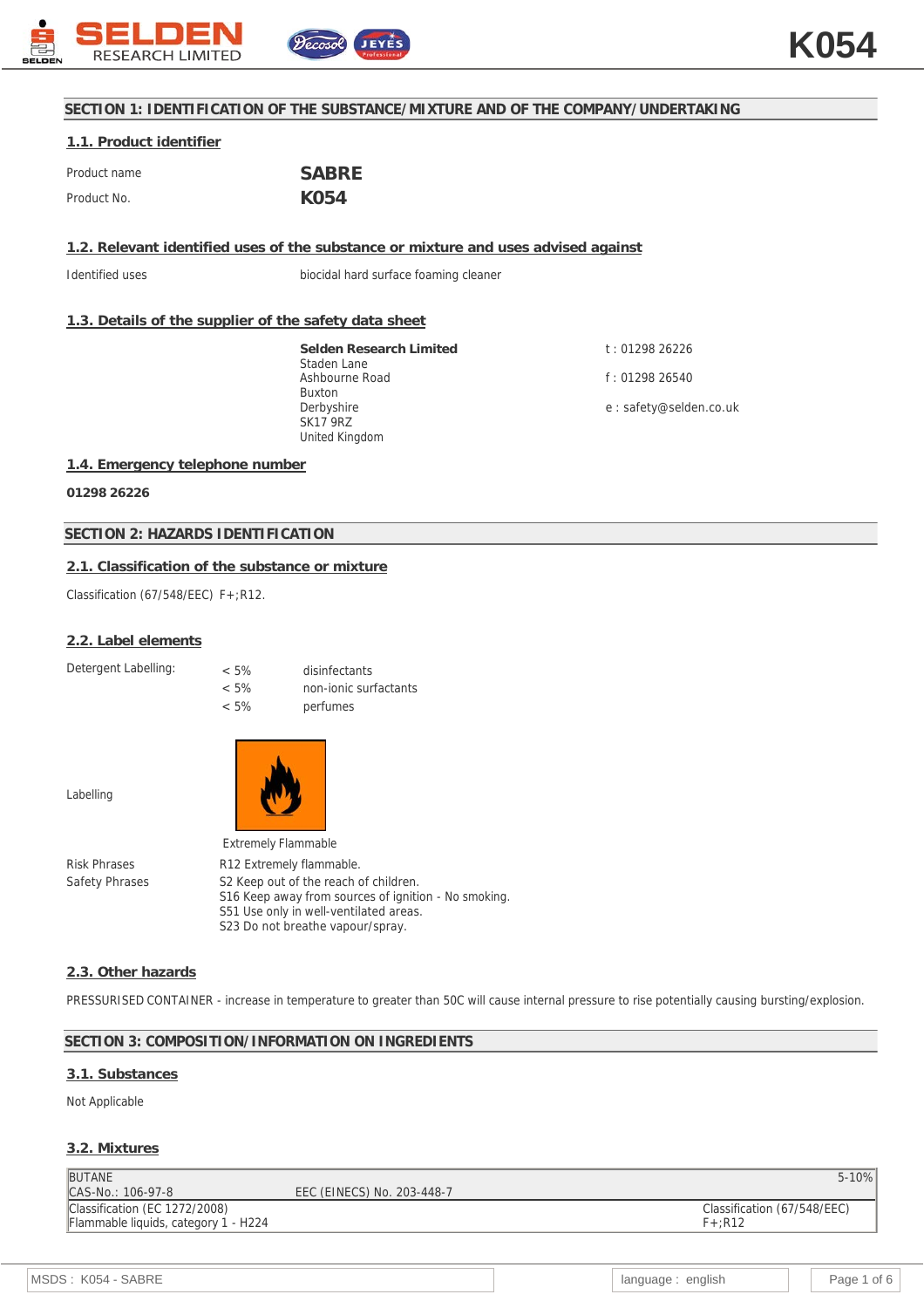## SECTION 1: IDENTIFICATION OF THE SUBSTANCE/MIXTURE AND OF THE COMPANY/UNDERTAKING

### 1.1. Product identifier

| | |
|---|---|
| Product name | **SABRE** |
| Product No. | **K054** |

### 1.2. Relevant identified uses of the substance or mixture and uses advised against

| | |
|---|---|
| Identified uses | biocidal hard surface foaming cleaner |

### 1.3. Details of the supplier of the safety data sheet

**Selden Research Limited**
Staden Lane
Ashbourne Road
Buxton
Derbyshire
SK17 9RZ
United Kingdom

t : 01298 26226

f : 01298 26540

e : safety@selden.co.uk

### 1.4. Emergency telephone number

**01298 26226**

## SECTION 2: HAZARDS IDENTIFICATION

### 2.1. Classification of the substance or mixture

Classification (67/548/EEC) F+;R12.

### 2.2. Label elements

| Detergent Labelling: | | |
|---|---|---|
| | < 5% | disinfectants |
| | < 5% | non-ionic surfactants |
| | < 5% | perfumes |

Labelling

Extremely Flammable

| | |
|---|---|
| Risk Phrases | R12 Extremely flammable. |
| Safety Phrases | S2 Keep out of the reach of children.<br>S16 Keep away from sources of ignition - No smoking.<br>S51 Use only in well-ventilated areas.<br>S23 Do not breathe vapour/spray. |

### 2.3. Other hazards

PRESSURISED CONTAINER - increase in temperature to greater than 50C will cause internal pressure to rise potentially causing bursting/explosion.

## SECTION 3: COMPOSITION/INFORMATION ON INGREDIENTS

### 3.1. Substances

Not Applicable

### 3.2. Mixtures

| BUTANE | | 5-10% |
|---|---|---|
| CAS-No.: 106-97-8 | EEC (EINECS) No. 203-448-7 | |
| Classification (EC 1272/2008)<br>Flammable liquids, category 1 - H224 | | Classification (67/548/EEC)<br>F+;R12 |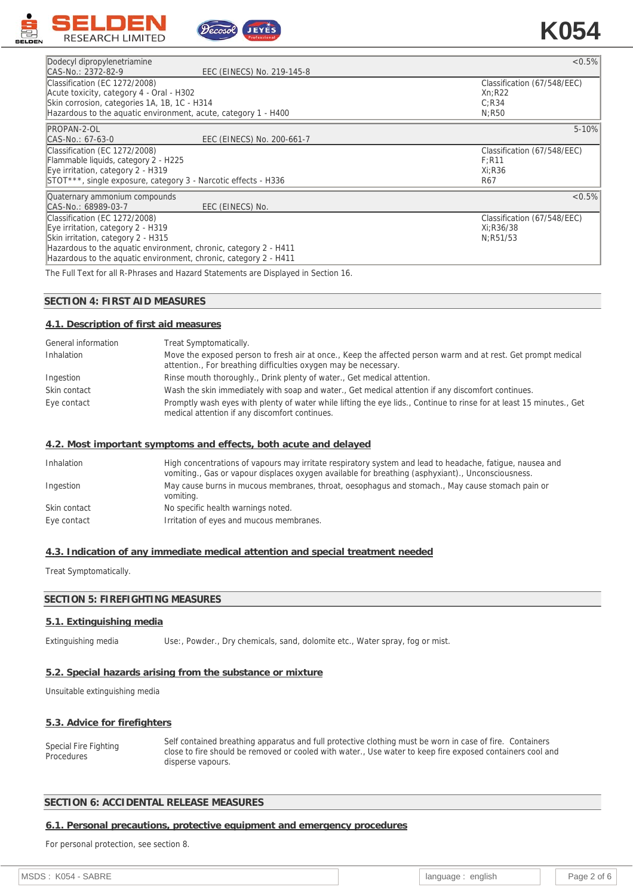| Dodecyl dipropylenetriamine | | <0.5% |
|---|---|---|
| CAS-No.: 2372-82-9 | EEC (EINECS) No. 219-145-8 | |
| Classification (EC 1272/2008)<br>Acute toxicity, category 4 - Oral - H302<br>Skin corrosion, categories 1A, 1B, 1C - H314<br>Hazardous to the aquatic environment, acute, category 1 - H400 | | Classification (67/548/EEC)<br>Xn;R22<br>C;R34<br>N;R50 |

| PROPAN-2-OL | | 5-10% |
|---|---|---|
| CAS-No.: 67-63-0 | EEC (EINECS) No. 200-661-7 | |
| Classification (EC 1272/2008)<br>Flammable liquids, category 2 - H225<br>Eye irritation, category 2 - H319<br>STOT***, single exposure, category 3 - Narcotic effects - H336 | | Classification (67/548/EEC)<br>F;R11<br>Xi;R36<br>R67 |

| Quaternary ammonium compounds | | <0.5% |
|---|---|---|
| CAS-No.: 68989-03-7 | EEC (EINECS) No. | |
| Classification (EC 1272/2008)<br>Eye irritation, category 2 - H319<br>Skin irritation, category 2 - H315<br>Hazardous to the aquatic environment, chronic, category 2 - H411<br>Hazardous to the aquatic environment, chronic, category 2 - H411 | | Classification (67/548/EEC)<br>Xi;R36/38<br>N;R51/53 |

The Full Text for all R-Phrases and Hazard Statements are Displayed in Section 16.

## SECTION 4: FIRST AID MEASURES

### 4.1. Description of first aid measures

| | |
|---|---|
| General information | Treat Symptomatically. |
| Inhalation | Move the exposed person to fresh air at once., Keep the affected person warm and at rest. Get prompt medical attention., For breathing difficulties oxygen may be necessary. |
| Ingestion | Rinse mouth thoroughly., Drink plenty of water., Get medical attention. |
| Skin contact | Wash the skin immediately with soap and water., Get medical attention if any discomfort continues. |
| Eye contact | Promptly wash eyes with plenty of water while lifting the eye lids., Continue to rinse for at least 15 minutes., Get medical attention if any discomfort continues. |

### 4.2. Most important symptoms and effects, both acute and delayed

| | |
|---|---|
| Inhalation | High concentrations of vapours may irritate respiratory system and lead to headache, fatigue, nausea and vomiting., Gas or vapour displaces oxygen available for breathing (asphyxiant)., Unconsciousness. |
| Ingestion | May cause burns in mucous membranes, throat, oesophagus and stomach., May cause stomach pain or vomiting. |
| Skin contact | No specific health warnings noted. |
| Eye contact | Irritation of eyes and mucous membranes. |

### 4.3. Indication of any immediate medical attention and special treatment needed

Treat Symptomatically.

## SECTION 5: FIREFIGHTING MEASURES

### 5.1. Extinguishing media

| | |
|---|---|
| Extinguishing media | Use:, Powder., Dry chemicals, sand, dolomite etc., Water spray, fog or mist. |

### 5.2. Special hazards arising from the substance or mixture

Unsuitable extinguishing media

### 5.3. Advice for firefighters

| | |
|---|---|
| Special Fire Fighting Procedures | Self contained breathing apparatus and full protective clothing must be worn in case of fire. Containers close to fire should be removed or cooled with water., Use water to keep fire exposed containers cool and disperse vapours. |

## SECTION 6: ACCIDENTAL RELEASE MEASURES

### 6.1. Personal precautions, protective equipment and emergency procedures

For personal protection, see section 8.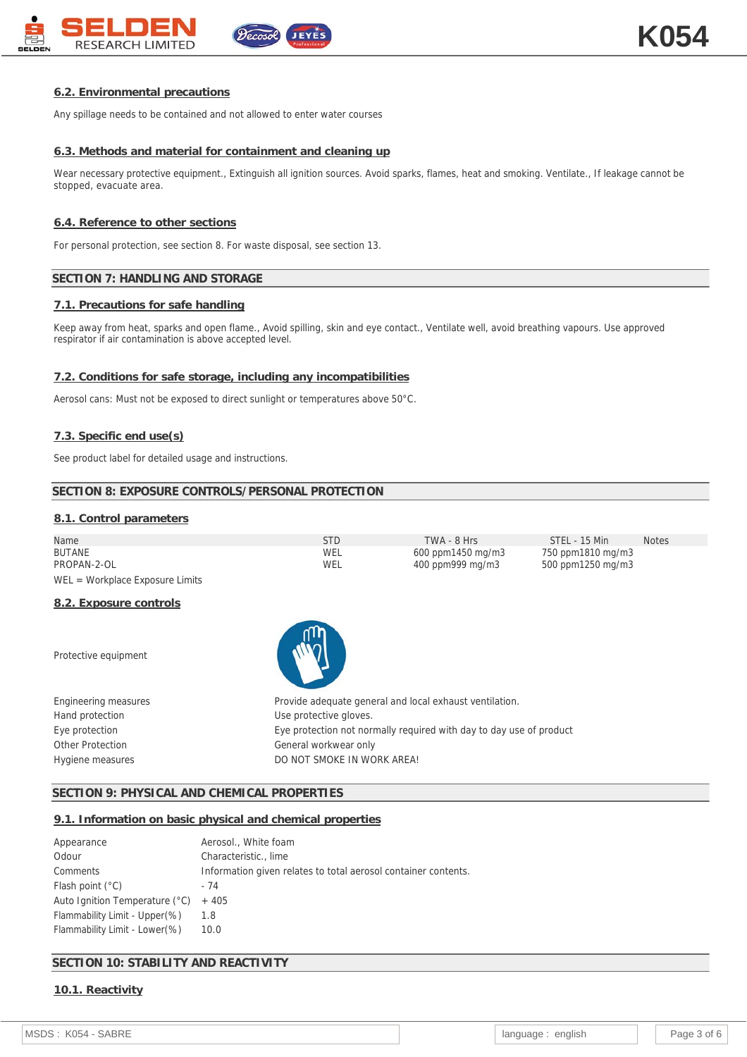### 6.2. Environmental precautions

Any spillage needs to be contained and not allowed to enter water courses

### 6.3. Methods and material for containment and cleaning up

Wear necessary protective equipment., Extinguish all ignition sources. Avoid sparks, flames, heat and smoking. Ventilate., If leakage cannot be stopped, evacuate area.

### 6.4. Reference to other sections

For personal protection, see section 8. For waste disposal, see section 13.

## SECTION 7: HANDLING AND STORAGE

### 7.1. Precautions for safe handling

Keep away from heat, sparks and open flame., Avoid spilling, skin and eye contact., Ventilate well, avoid breathing vapours. Use approved respirator if air contamination is above accepted level.

### 7.2. Conditions for safe storage, including any incompatibilities

Aerosol cans: Must not be exposed to direct sunlight or temperatures above 50°C.

### 7.3. Specific end use(s)

See product label for detailed usage and instructions.

## SECTION 8: EXPOSURE CONTROLS/PERSONAL PROTECTION

### 8.1. Control parameters

| Name | STD | TWA - 8 Hrs | STEL - 15 Min | Notes |
|---|---|---|---|---|
| BUTANE | WEL | 600 ppm1450 mg/m3 | 750 ppm1810 mg/m3 | |
| PROPAN-2-OL | WEL | 400 ppm999 mg/m3 | 500 ppm1250 mg/m3 | |

WEL = Workplace Exposure Limits

### 8.2. Exposure controls

| | |
|---|---|
| Protective equipment | |
| Engineering measures | Provide adequate general and local exhaust ventilation. |
| Hand protection | Use protective gloves. |
| Eye protection | Eye protection not normally required with day to day use of product |
| Other Protection | General workwear only |
| Hygiene measures | DO NOT SMOKE IN WORK AREA! |

## SECTION 9: PHYSICAL AND CHEMICAL PROPERTIES

### 9.1. Information on basic physical and chemical properties

| | |
|---|---|
| Appearance | Aerosol., White foam |
| Odour | Characteristic., lime |
| Comments | Information given relates to total aerosol container contents. |
| Flash point (°C) | - 74 |
| Auto Ignition Temperature (°C) | + 405 |
| Flammability Limit - Upper(%) | 1.8 |
| Flammability Limit - Lower(%) | 10.0 |

## SECTION 10: STABILITY AND REACTIVITY

### 10.1. Reactivity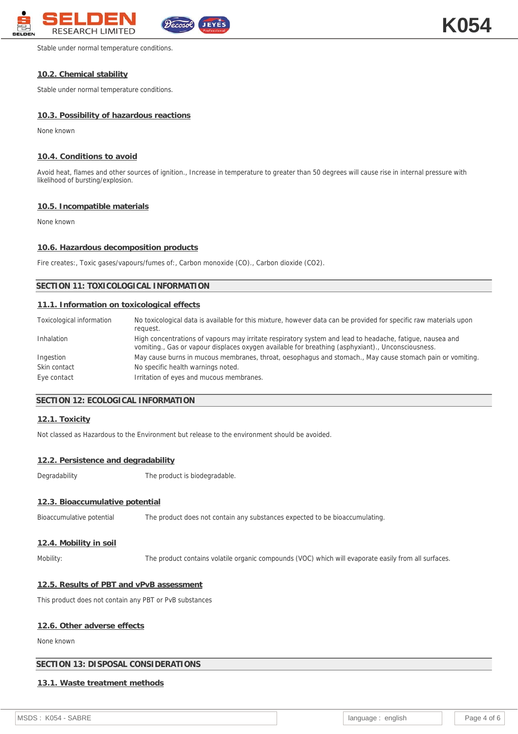Stable under normal temperature conditions.

### 10.2. Chemical stability

Stable under normal temperature conditions.

### 10.3. Possibility of hazardous reactions

None known

### 10.4. Conditions to avoid

Avoid heat, flames and other sources of ignition., Increase in temperature to greater than 50 degrees will cause rise in internal pressure with likelihood of bursting/explosion.

### 10.5. Incompatible materials

None known

### 10.6. Hazardous decomposition products

Fire creates:, Toxic gases/vapours/fumes of:, Carbon monoxide (CO)., Carbon dioxide ($CO_2$).

## SECTION 11: TOXICOLOGICAL INFORMATION

### 11.1. Information on toxicological effects

| | |
|---|---|
| Toxicological information | No toxicological data is available for this mixture, however data can be provided for specific raw materials upon request. |
| Inhalation | High concentrations of vapours may irritate respiratory system and lead to headache, fatigue, nausea and vomiting., Gas or vapour displaces oxygen available for breathing (asphyxiant)., Unconsciousness. |
| Ingestion | May cause burns in mucous membranes, throat, oesophagus and stomach., May cause stomach pain or vomiting. |
| Skin contact | No specific health warnings noted. |
| Eye contact | Irritation of eyes and mucous membranes. |

## SECTION 12: ECOLOGICAL INFORMATION

### 12.1. Toxicity

Not classed as Hazardous to the Environment but release to the environment should be avoided.

### 12.2. Persistence and degradability

| | |
|---|---|
| Degradability | The product is biodegradable. |

### 12.3. Bioaccumulative potential

| | |
|---|---|
| Bioaccumulative potential | The product does not contain any substances expected to be bioaccumulating. |

### 12.4. Mobility in soil

| | |
|---|---|
| Mobility: | The product contains volatile organic compounds (VOC) which will evaporate easily from all surfaces. |

### 12.5. Results of PBT and vPvB assessment

This product does not contain any PBT or PvB substances

### 12.6. Other adverse effects

None known

## SECTION 13: DISPOSAL CONSIDERATIONS

### 13.1. Waste treatment methods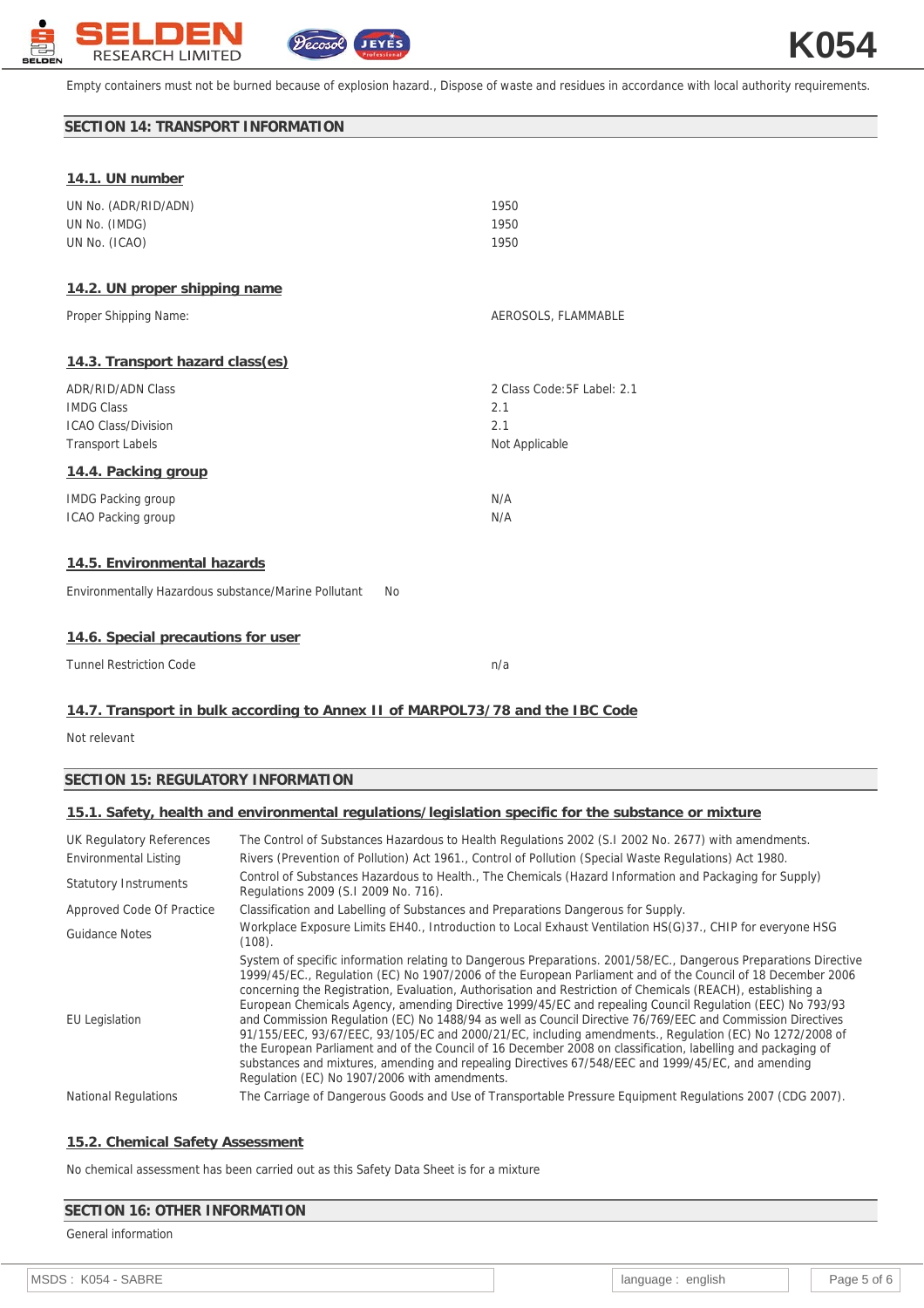Empty containers must not be burned because of explosion hazard., Dispose of waste and residues in accordance with local authority requirements.

## SECTION 14: TRANSPORT INFORMATION

### 14.1. UN number

| | |
|---|---|
| UN No. (ADR/RID/ADN) | 1950 |
| UN No. (IMDG) | 1950 |
| UN No. (ICAO) | 1950 |

### 14.2. UN proper shipping name

| | |
|---|---|
| Proper Shipping Name: | AEROSOLS, FLAMMABLE |

### 14.3. Transport hazard class(es)

| | |
|---|---|
| ADR/RID/ADN Class | 2 Class Code:5F Label: 2.1 |
| IMDG Class | 2.1 |
| ICAO Class/Division | 2.1 |
| Transport Labels | Not Applicable |

### 14.4. Packing group

| | |
|---|---|
| IMDG Packing group | N/A |
| ICAO Packing group | N/A |

### 14.5. Environmental hazards

Environmentally Hazardous substance/Marine Pollutant No

### 14.6. Special precautions for user

| | |
|---|---|
| Tunnel Restriction Code | n/a |

### 14.7. Transport in bulk according to Annex II of MARPOL73/78 and the IBC Code

Not relevant

## SECTION 15: REGULATORY INFORMATION

### 15.1. Safety, health and environmental regulations/legislation specific for the substance or mixture

| | |
|---|---|
| UK Regulatory References | The Control of Substances Hazardous to Health Regulations 2002 (S.I 2002 No. 2677) with amendments. |
| Environmental Listing | Rivers (Prevention of Pollution) Act 1961., Control of Pollution (Special Waste Regulations) Act 1980. |
| Statutory Instruments | Control of Substances Hazardous to Health., The Chemicals (Hazard Information and Packaging for Supply) Regulations 2009 (S.I 2009 No. 716). |
| Approved Code Of Practice | Classification and Labelling of Substances and Preparations Dangerous for Supply. |
| Guidance Notes | Workplace Exposure Limits EH40., Introduction to Local Exhaust Ventilation HS(G)37., CHIP for everyone HSG (108). |
| EU Legislation | System of specific information relating to Dangerous Preparations. 2001/58/EC., Dangerous Preparations Directive 1999/45/EC., Regulation (EC) No 1907/2006 of the European Parliament and of the Council of 18 December 2006 concerning the Registration, Evaluation, Authorisation and Restriction of Chemicals (REACH), establishing a European Chemicals Agency, amending Directive 1999/45/EC and repealing Council Regulation (EEC) No 793/93 and Commission Regulation (EC) No 1488/94 as well as Council Directive 76/769/EEC and Commission Directives 91/155/EEC, 93/67/EEC, 93/105/EC and 2000/21/EC, including amendments., Regulation (EC) No 1272/2008 of the European Parliament and of the Council of 16 December 2008 on classification, labelling and packaging of substances and mixtures, amending and repealing Directives 67/548/EEC and 1999/45/EC, and amending Regulation (EC) No 1907/2006 with amendments. |
| National Regulations | The Carriage of Dangerous Goods and Use of Transportable Pressure Equipment Regulations 2007 (CDG 2007). |

### 15.2. Chemical Safety Assessment

No chemical assessment has been carried out as this Safety Data Sheet is for a mixture

## SECTION 16: OTHER INFORMATION

General information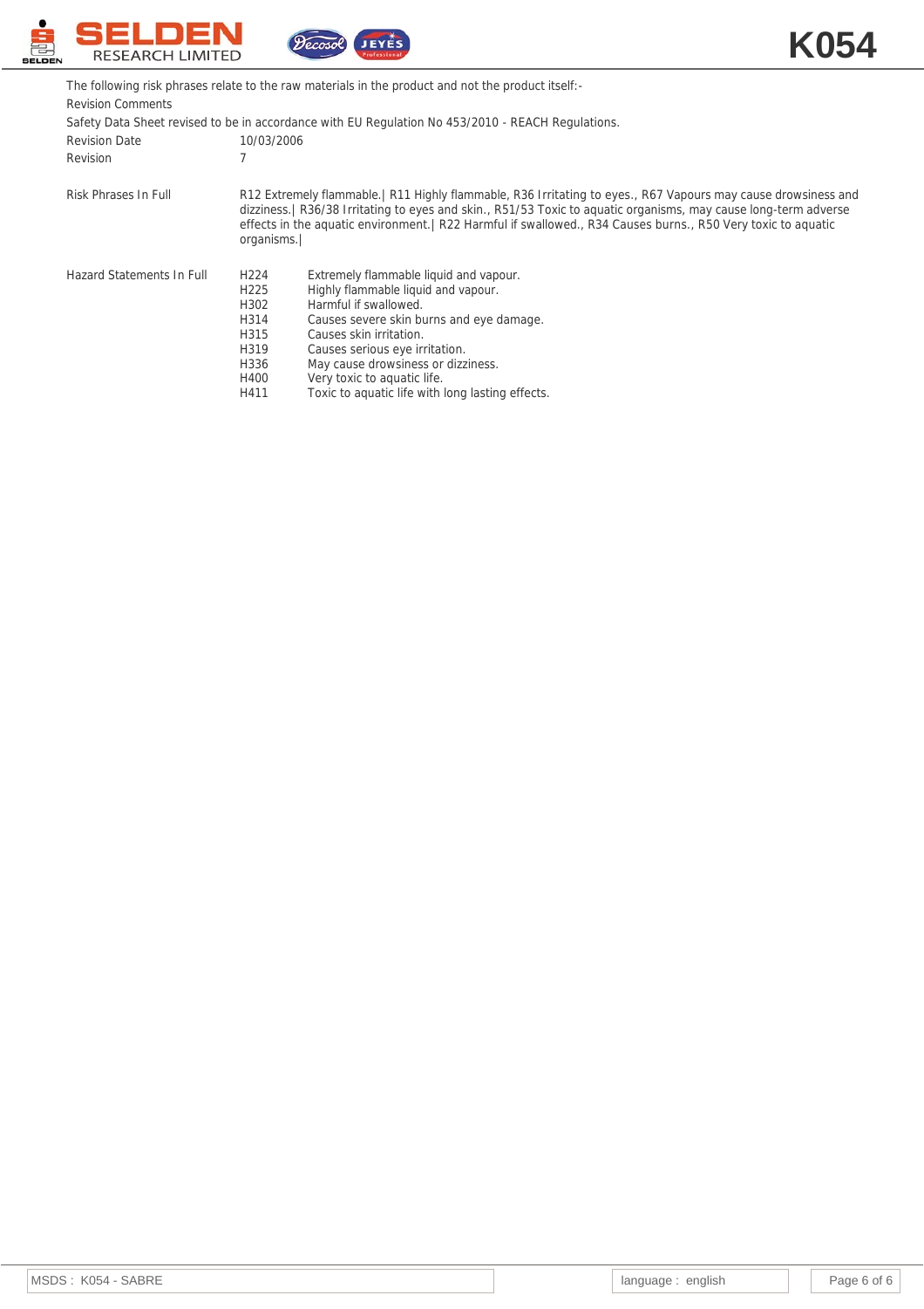The following risk phrases relate to the raw materials in the product and not the product itself:-

Revision Comments

Safety Data Sheet revised to be in accordance with EU Regulation No 453/2010 - REACH Regulations.

| | |
|---|---|
| Revision Date | 10/03/2006 |
| Revision | 7 |

| | |
|---|---|
| Risk Phrases In Full | R12 Extremely flammable.\| R11 Highly flammable, R36 Irritating to eyes., R67 Vapours may cause drowsiness and dizziness.\| R36/38 Irritating to eyes and skin., R51/53 Toxic to aquatic organisms, may cause long-term adverse effects in the aquatic environment.\| R22 Harmful if swallowed., R34 Causes burns., R50 Very toxic to aquatic organisms.\| |

| | | |
|---|---|---|
| Hazard Statements In Full | H224 | Extremely flammable liquid and vapour. |
| | H225 | Highly flammable liquid and vapour. |
| | H302 | Harmful if swallowed. |
| | H314 | Causes severe skin burns and eye damage. |
| | H315 | Causes skin irritation. |
| | H319 | Causes serious eye irritation. |
| | H336 | May cause drowsiness or dizziness. |
| | H400 | Very toxic to aquatic life. |
| | H411 | Toxic to aquatic life with long lasting effects. |